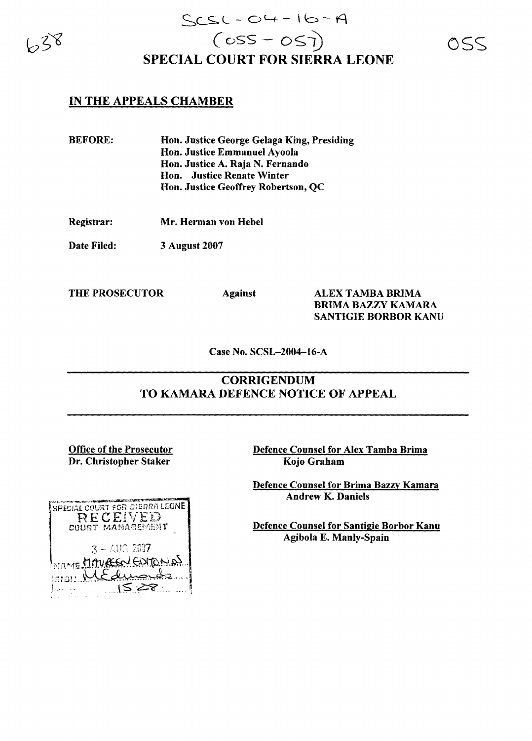SCSL-04-16-A
(055-057)

# SPECIAL COURT FOR SIERRA LEONE

## IN THE APPEALS CHAMBER

| | |
|---|---|
| **BEFORE:** | **Hon. Justice George Gelaga King, Presiding** |
| | **Hon. Justice Emmanuel Ayoola** |
| | **Hon. Justice A. Raja N. Fernando** |
| | **Hon. Justice Renate Winter** |
| | **Hon. Justice Geoffrey Robertson, QC** |
| **Registrar:** | **Mr. Herman von Hebel** |
| **Date Filed:** | **3 August 2007** |

**THE PROSECUTOR** **Against** **ALEX TAMBA BRIMA**
**BRIMA BAZZY KAMARA**
**SANTIGIE BORBOR KANU**

**Case No. SCSL–2004–16-A**

## CORRIGENDUM TO KAMARA DEFENCE NOTICE OF APPEAL

**Office of the Prosecutor**
**Dr. Christopher Staker**

**Defence Counsel for Alex Tamba Brima**
**Kojo Graham**

**Defence Counsel for Brima Bazzy Kamara**
**Andrew K. Daniels**

**Defence Counsel for Santigie Borbor Kanu**
**Agibola E. Manly-Spain**

SPECIAL COURT FOR SIERRA LEONE
RECEIVED
COURT MANAGEMENT
3 - AUG 2007
NAME MAUREEN EDMONDS
SIGN M.Edmonds
15:28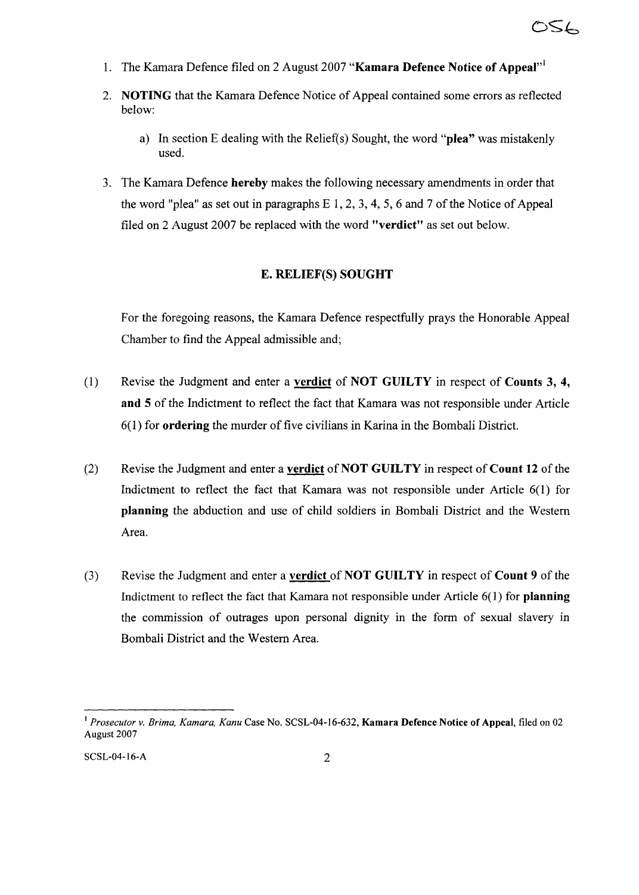1. The Kamara Defence filed on 2 August 2007 "**Kamara Defence Notice of Appeal**"[1]

2. **NOTING** that the Kamara Defence Notice of Appeal contained some errors as reflected below:

    a) In section E dealing with the Relief(s) Sought, the word "**plea**" was mistakenly used.

3. The Kamara Defence **hereby** makes the following necessary amendments in order that the word "plea" as set out in paragraphs E 1, 2, 3, 4, 5, 6 and 7 of the Notice of Appeal filed on 2 August 2007 be replaced with the word **"verdict"** as set out below.

## E. RELIEF(S) SOUGHT

For the foregoing reasons, the Kamara Defence respectfully prays the Honorable Appeal Chamber to find the Appeal admissible and;

(1) Revise the Judgment and enter a **verdict** of **NOT GUILTY** in respect of **Counts 3, 4, and 5** of the Indictment to reflect the fact that Kamara was not responsible under Article 6(1) for **ordering** the murder of five civilians in Karina in the Bombali District.

(2) Revise the Judgment and enter a **verdict** of **NOT GUILTY** in respect of **Count 12** of the Indictment to reflect the fact that Kamara was not responsible under Article 6(1) for **planning** the abduction and use of child soldiers in Bombali District and the Western Area.

(3) Revise the Judgment and enter a **verdict** of **NOT GUILTY** in respect of **Count 9** of the Indictment to reflect the fact that Kamara not responsible under Article 6(1) for **planning** the commission of outrages upon personal dignity in the form of sexual slavery in Bombali District and the Western Area.

---

[1] *Prosecutor v. Brima, Kamara, Kanu* Case No. SCSL-04-16-632, **Kamara Defence Notice of Appeal**, filed on 02 August 2007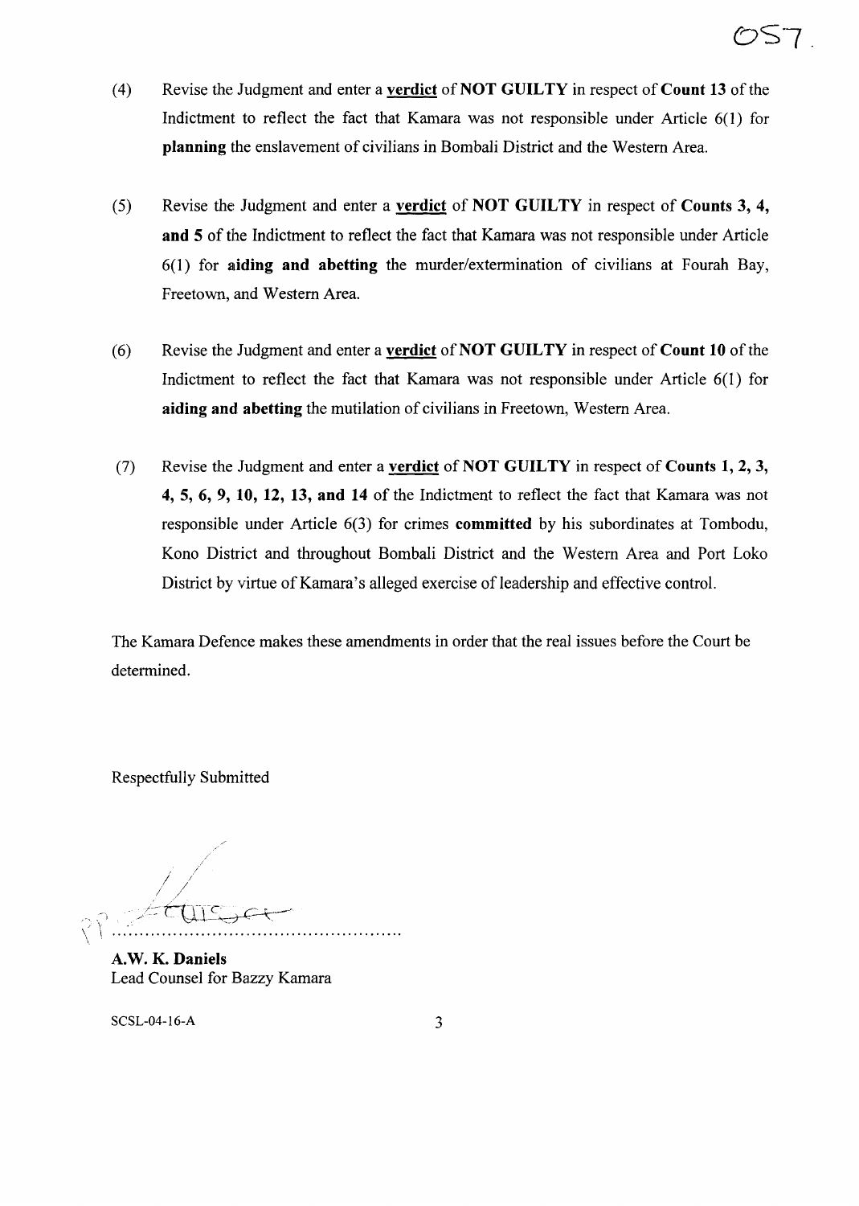(4) Revise the Judgment and enter a **verdict** of **NOT GUILTY** in respect of **Count 13** of the Indictment to reflect the fact that Kamara was not responsible under Article 6(1) for **planning** the enslavement of civilians in Bombali District and the Western Area.

(5) Revise the Judgment and enter a **verdict** of **NOT GUILTY** in respect of **Counts 3, 4, and 5** of the Indictment to reflect the fact that Kamara was not responsible under Article 6(1) for **aiding and abetting** the murder/extermination of civilians at Fourah Bay, Freetown, and Western Area.

(6) Revise the Judgment and enter a **verdict** of **NOT GUILTY** in respect of **Count 10** of the Indictment to reflect the fact that Kamara was not responsible under Article 6(1) for **aiding and abetting** the mutilation of civilians in Freetown, Western Area.

(7) Revise the Judgment and enter a **verdict** of **NOT GUILTY** in respect of **Counts 1, 2, 3, 4, 5, 6, 9, 10, 12, 13, and 14** of the Indictment to reflect the fact that Kamara was not responsible under Article 6(3) for crimes **committed** by his subordinates at Tombodu, Kono District and throughout Bombali District and the Western Area and Port Loko District by virtue of Kamara's alleged exercise of leadership and effective control.

The Kamara Defence makes these amendments in order that the real issues before the Court be determined.

Respectfully Submitted

.....................................................

**A.W. K. Daniels**
Lead Counsel for Bazzy Kamara

SCSL-04-16-A